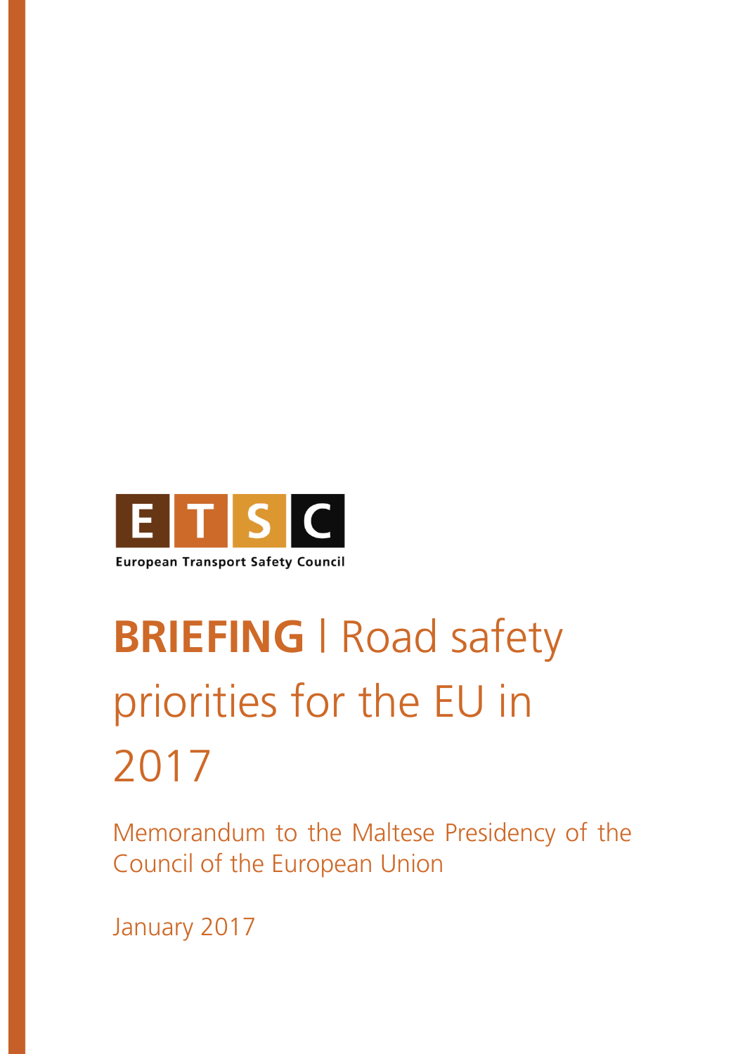European Transport Safety Council

# BRIEFING | Road safety priorities for the EU in 2017

Memorandum to the Maltese Presidency of the Council of the European Union

January 2017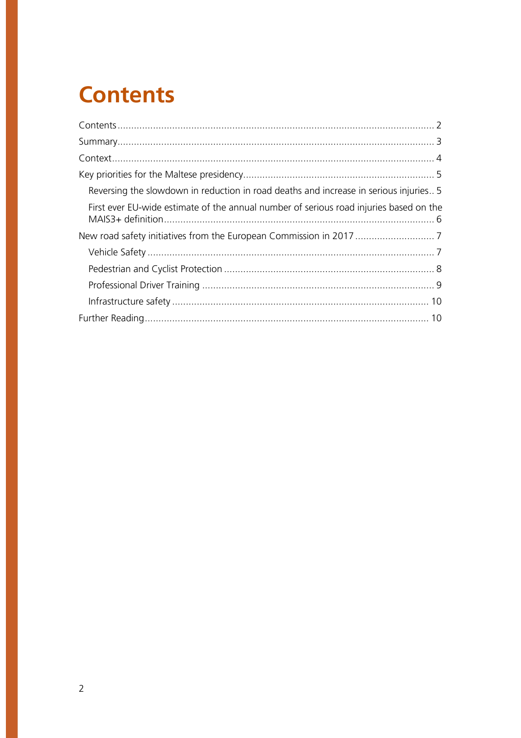# Contents

Contents ... 2

Summary ... 3

Context ... 4

Key priorities for the Maltese presidency ... 5

- Reversing the slowdown in reduction in road deaths and increase in serious injuries .. 5
- First ever EU-wide estimate of the annual number of serious road injuries based on the MAIS3+ definition ... 6

New road safety initiatives from the European Commission in 2017 ... 7

- Vehicle Safety ... 7
- Pedestrian and Cyclist Protection ... 8
- Professional Driver Training ... 9
- Infrastructure safety ... 10

Further Reading ... 10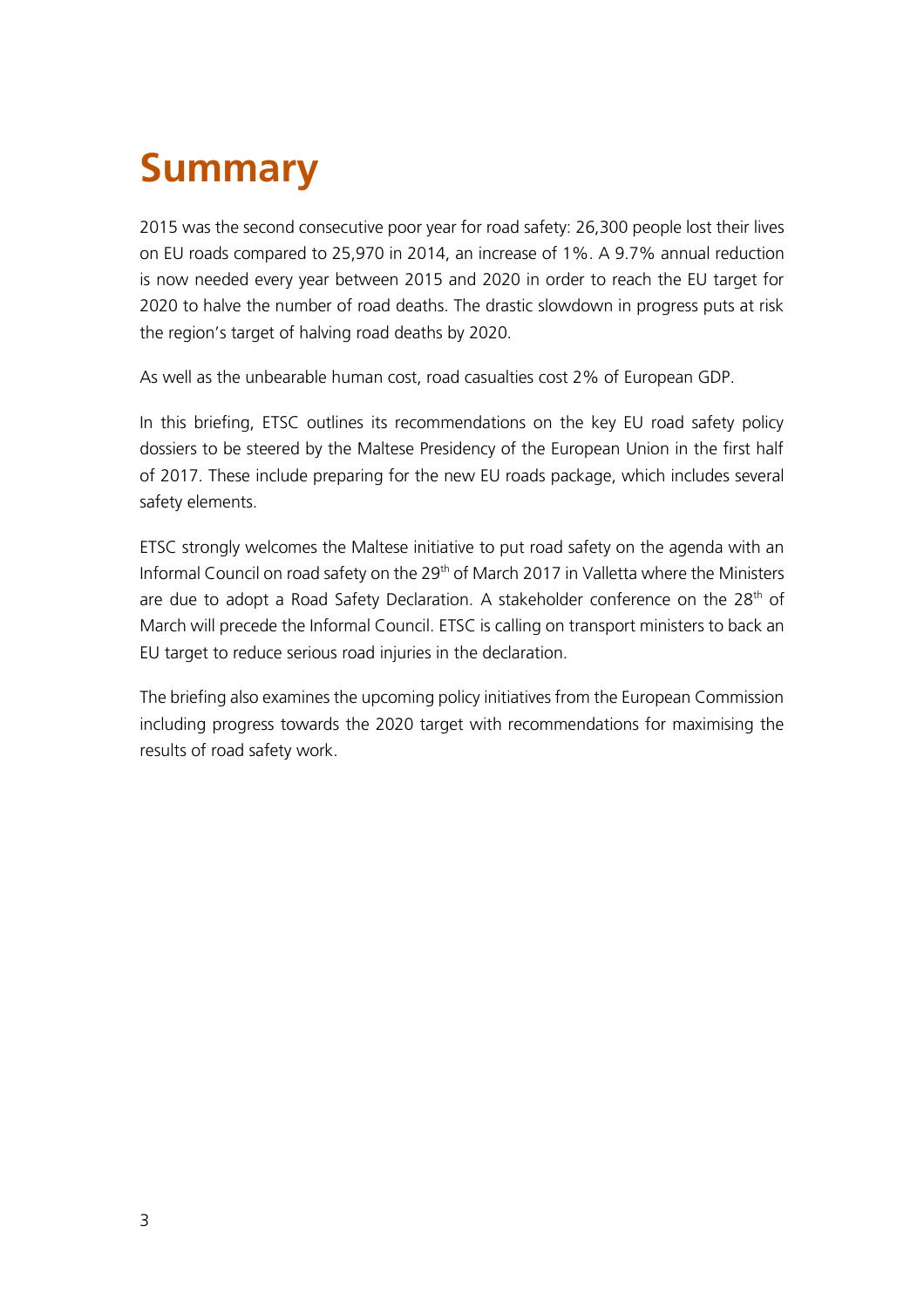# Summary

2015 was the second consecutive poor year for road safety: 26,300 people lost their lives on EU roads compared to 25,970 in 2014, an increase of 1%. A 9.7% annual reduction is now needed every year between 2015 and 2020 in order to reach the EU target for 2020 to halve the number of road deaths. The drastic slowdown in progress puts at risk the region's target of halving road deaths by 2020.

As well as the unbearable human cost, road casualties cost 2% of European GDP.

In this briefing, ETSC outlines its recommendations on the key EU road safety policy dossiers to be steered by the Maltese Presidency of the European Union in the first half of 2017. These include preparing for the new EU roads package, which includes several safety elements.

ETSC strongly welcomes the Maltese initiative to put road safety on the agenda with an Informal Council on road safety on the 29th of March 2017 in Valletta where the Ministers are due to adopt a Road Safety Declaration. A stakeholder conference on the 28th of March will precede the Informal Council. ETSC is calling on transport ministers to back an EU target to reduce serious road injuries in the declaration.

The briefing also examines the upcoming policy initiatives from the European Commission including progress towards the 2020 target with recommendations for maximising the results of road safety work.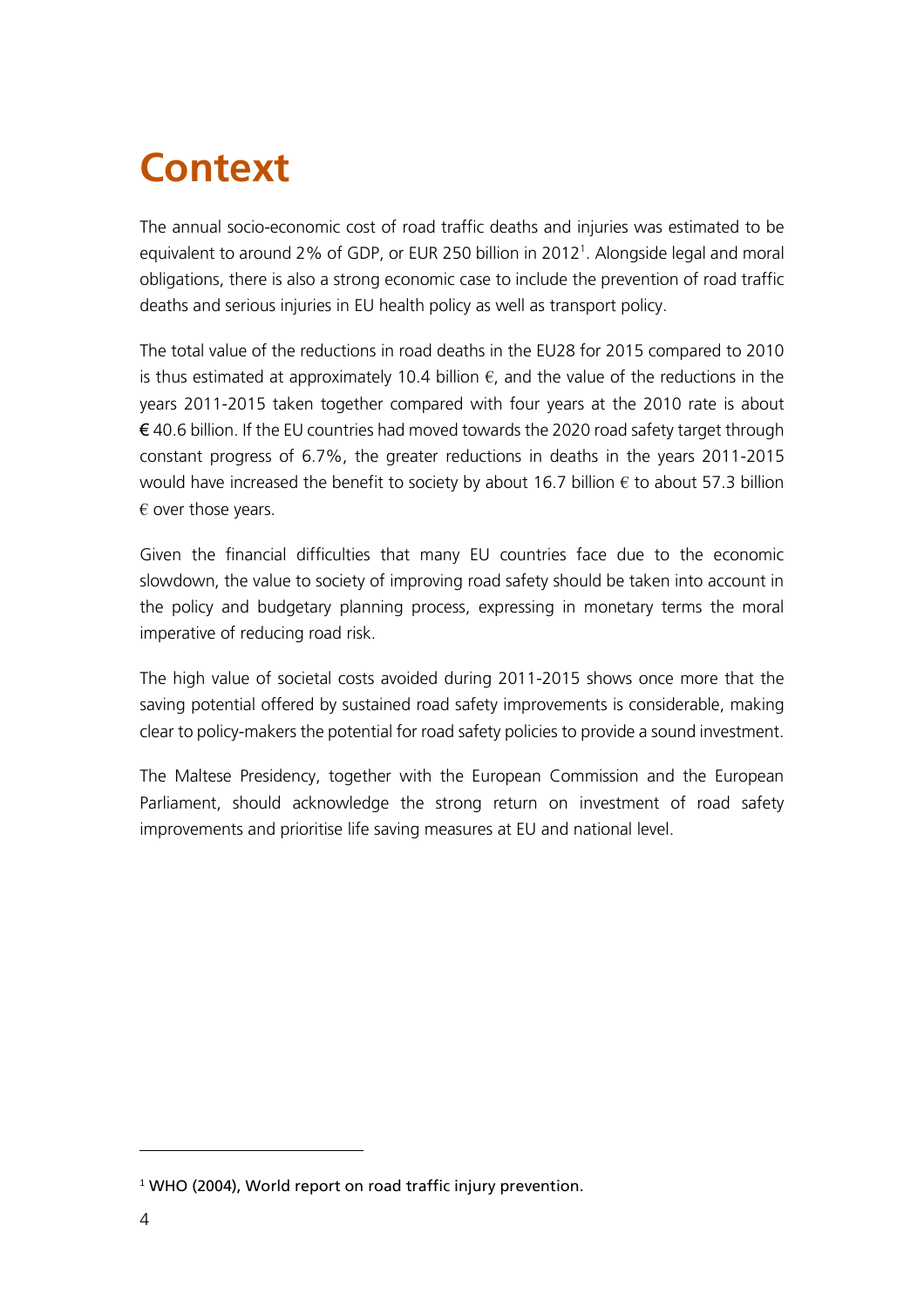# Context

The annual socio-economic cost of road traffic deaths and injuries was estimated to be equivalent to around 2% of GDP, or EUR 250 billion in 2012[1]. Alongside legal and moral obligations, there is also a strong economic case to include the prevention of road traffic deaths and serious injuries in EU health policy as well as transport policy.

The total value of the reductions in road deaths in the EU28 for 2015 compared to 2010 is thus estimated at approximately 10.4 billion €, and the value of the reductions in the years 2011-2015 taken together compared with four years at the 2010 rate is about € 40.6 billion. If the EU countries had moved towards the 2020 road safety target through constant progress of 6.7%, the greater reductions in deaths in the years 2011-2015 would have increased the benefit to society by about 16.7 billion € to about 57.3 billion € over those years.

Given the financial difficulties that many EU countries face due to the economic slowdown, the value to society of improving road safety should be taken into account in the policy and budgetary planning process, expressing in monetary terms the moral imperative of reducing road risk.

The high value of societal costs avoided during 2011-2015 shows once more that the saving potential offered by sustained road safety improvements is considerable, making clear to policy-makers the potential for road safety policies to provide a sound investment.

The Maltese Presidency, together with the European Commission and the European Parliament, should acknowledge the strong return on investment of road safety improvements and prioritise life saving measures at EU and national level.

[1] WHO (2004), World report on road traffic injury prevention.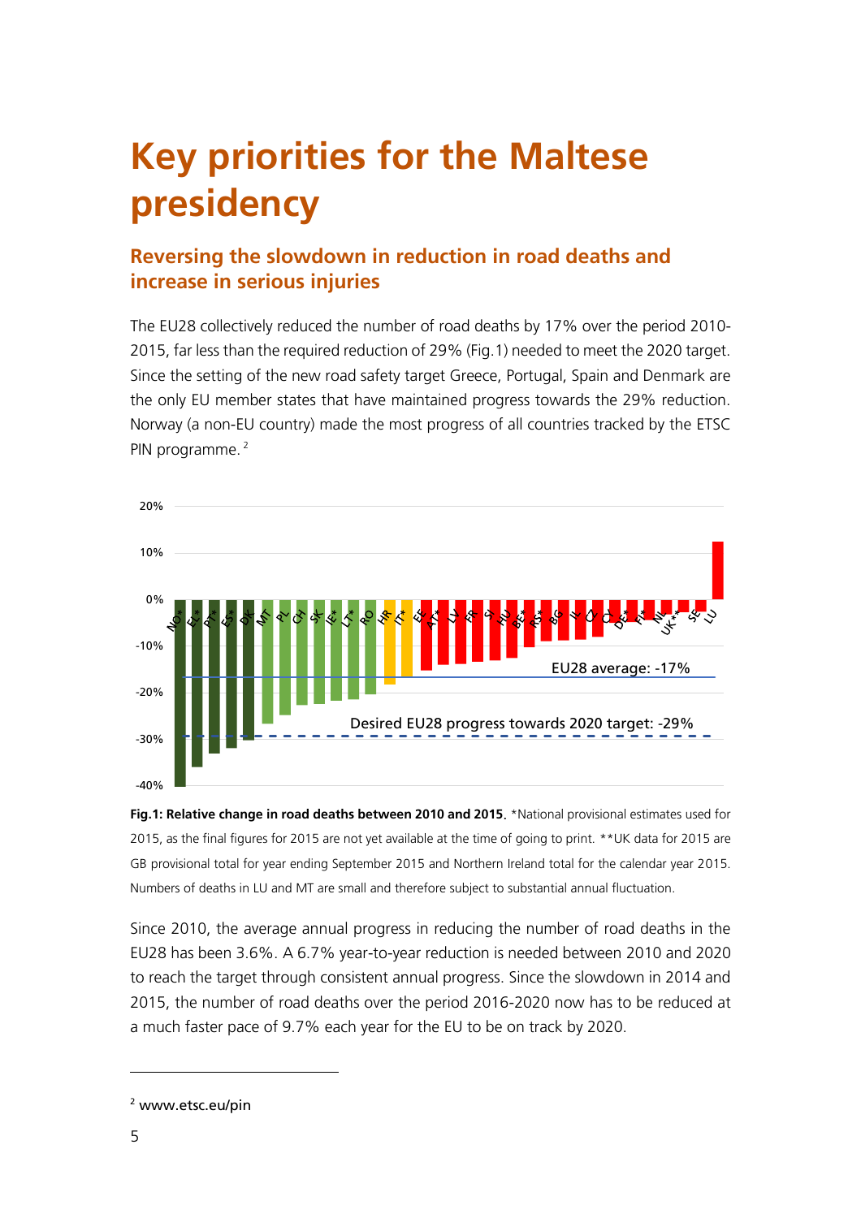# Key priorities for the Maltese presidency

## Reversing the slowdown in reduction in road deaths and increase in serious injuries

The EU28 collectively reduced the number of road deaths by 17% over the period 2010-2015, far less than the required reduction of 29% (Fig.1) needed to meet the 2020 target. Since the setting of the new road safety target Greece, Portugal, Spain and Denmark are the only EU member states that have maintained progress towards the 29% reduction. Norway (a non-EU country) made the most progress of all countries tracked by the ETSC PIN programme. [2]

**Fig.1: Relative change in road deaths between 2010 and 2015**. *National provisional estimates used for 2015, as the final figures for 2015 are not yet available at the time of going to print. **UK data for 2015 are GB provisional total for year ending September 2015 and Northern Ireland total for the calendar year 2015. Numbers of deaths in LU and MT are small and therefore subject to substantial annual fluctuation.

Since 2010, the average annual progress in reducing the number of road deaths in the EU28 has been 3.6%. A 6.7% year-to-year reduction is needed between 2010 and 2020 to reach the target through consistent annual progress. Since the slowdown in 2014 and 2015, the number of road deaths over the period 2016-2020 now has to be reduced at a much faster pace of 9.7% each year for the EU to be on track by 2020.

[2] www.etsc.eu/pin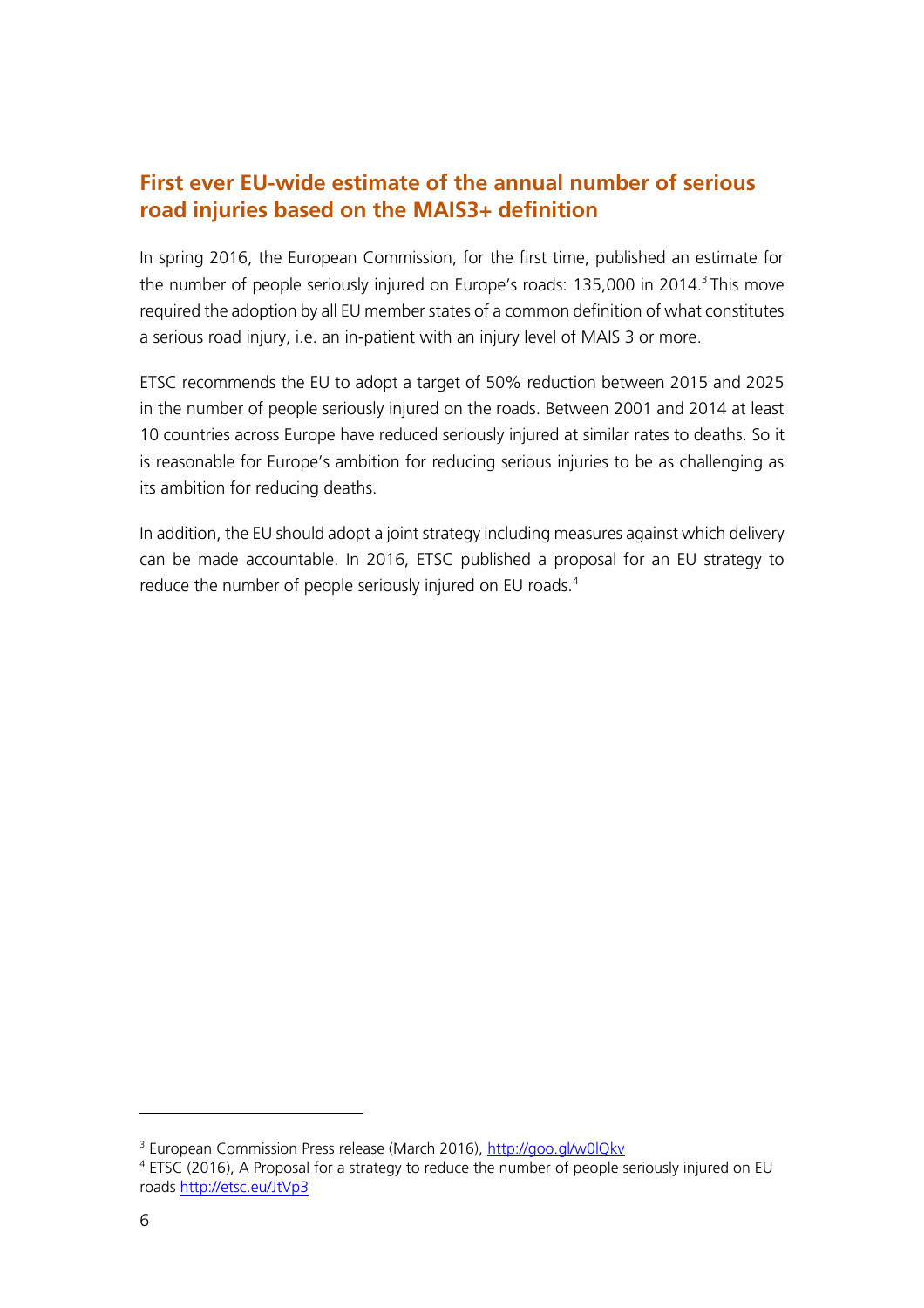## First ever EU-wide estimate of the annual number of serious road injuries based on the MAIS3+ definition

In spring 2016, the European Commission, for the first time, published an estimate for the number of people seriously injured on Europe's roads: 135,000 in 2014.[3] This move required the adoption by all EU member states of a common definition of what constitutes a serious road injury, i.e. an in-patient with an injury level of MAIS 3 or more.

ETSC recommends the EU to adopt a target of 50% reduction between 2015 and 2025 in the number of people seriously injured on the roads. Between 2001 and 2014 at least 10 countries across Europe have reduced seriously injured at similar rates to deaths. So it is reasonable for Europe's ambition for reducing serious injuries to be as challenging as its ambition for reducing deaths.

In addition, the EU should adopt a joint strategy including measures against which delivery can be made accountable. In 2016, ETSC published a proposal for an EU strategy to reduce the number of people seriously injured on EU roads.[4]

---

[3] European Commission Press release (March 2016), http://goo.gl/w0lQkv

[4] ETSC (2016), A Proposal for a strategy to reduce the number of people seriously injured on EU roads http://etsc.eu/JtVp3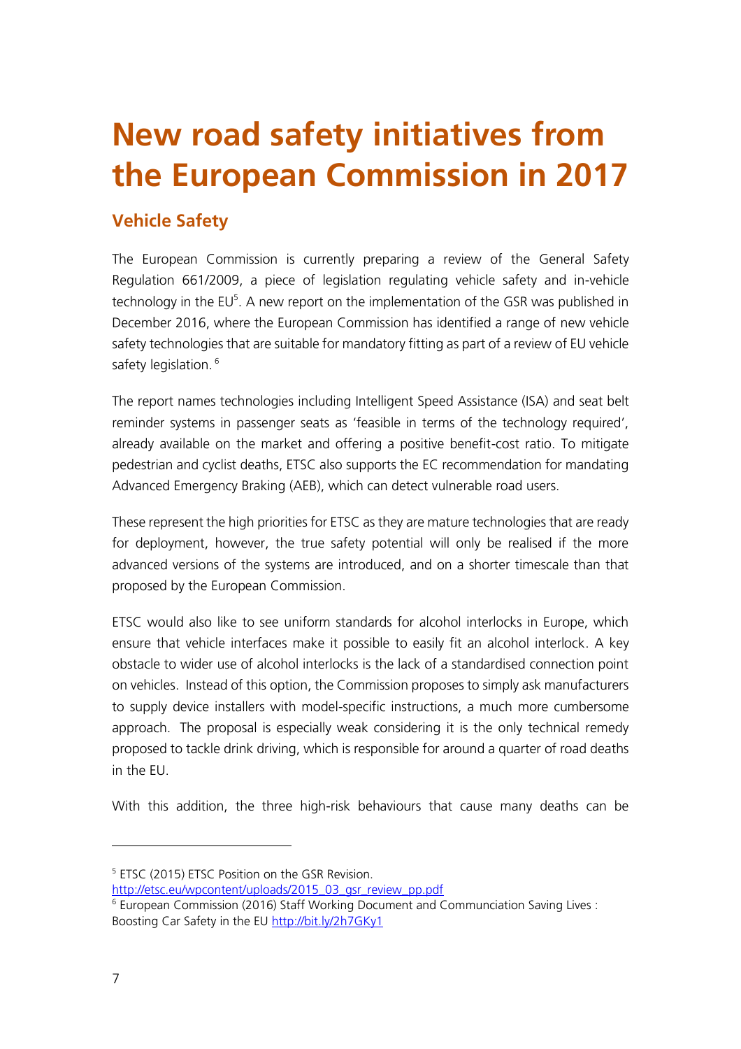# New road safety initiatives from the European Commission in 2017

## Vehicle Safety

The European Commission is currently preparing a review of the General Safety Regulation 661/2009, a piece of legislation regulating vehicle safety and in-vehicle technology in the EU[5]. A new report on the implementation of the GSR was published in December 2016, where the European Commission has identified a range of new vehicle safety technologies that are suitable for mandatory fitting as part of a review of EU vehicle safety legislation. [6]

The report names technologies including Intelligent Speed Assistance (ISA) and seat belt reminder systems in passenger seats as 'feasible in terms of the technology required', already available on the market and offering a positive benefit-cost ratio. To mitigate pedestrian and cyclist deaths, ETSC also supports the EC recommendation for mandating Advanced Emergency Braking (AEB), which can detect vulnerable road users.

These represent the high priorities for ETSC as they are mature technologies that are ready for deployment, however, the true safety potential will only be realised if the more advanced versions of the systems are introduced, and on a shorter timescale than that proposed by the European Commission.

ETSC would also like to see uniform standards for alcohol interlocks in Europe, which ensure that vehicle interfaces make it possible to easily fit an alcohol interlock. A key obstacle to wider use of alcohol interlocks is the lack of a standardised connection point on vehicles. Instead of this option, the Commission proposes to simply ask manufacturers to supply device installers with model-specific instructions, a much more cumbersome approach. The proposal is especially weak considering it is the only technical remedy proposed to tackle drink driving, which is responsible for around a quarter of road deaths in the EU.

With this addition, the three high-risk behaviours that cause many deaths can be

---

[5] ETSC (2015) ETSC Position on the GSR Revision. http://etsc.eu/wpcontent/uploads/2015_03_gsr_review_pp.pdf

[6] European Commission (2016) Staff Working Document and Communciation Saving Lives : Boosting Car Safety in the EU http://bit.ly/2h7GKy1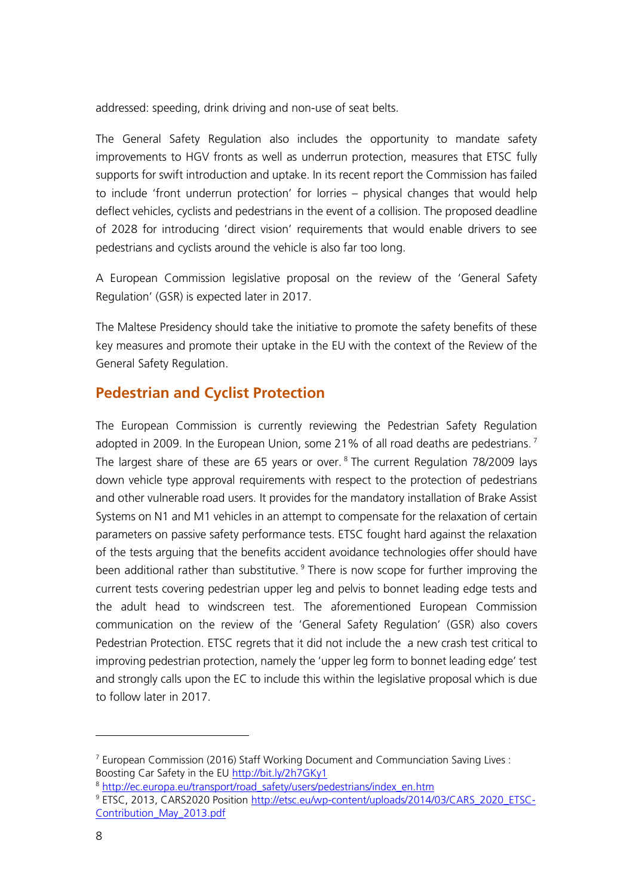addressed: speeding, drink driving and non-use of seat belts.

The General Safety Regulation also includes the opportunity to mandate safety improvements to HGV fronts as well as underrun protection, measures that ETSC fully supports for swift introduction and uptake. In its recent report the Commission has failed to include 'front underrun protection' for lorries – physical changes that would help deflect vehicles, cyclists and pedestrians in the event of a collision. The proposed deadline of 2028 for introducing 'direct vision' requirements that would enable drivers to see pedestrians and cyclists around the vehicle is also far too long.

A European Commission legislative proposal on the review of the 'General Safety Regulation' (GSR) is expected later in 2017.

The Maltese Presidency should take the initiative to promote the safety benefits of these key measures and promote their uptake in the EU with the context of the Review of the General Safety Regulation.

## Pedestrian and Cyclist Protection

The European Commission is currently reviewing the Pedestrian Safety Regulation adopted in 2009. In the European Union, some 21% of all road deaths are pedestrians.[7] The largest share of these are 65 years or over.[8] The current Regulation 78/2009 lays down vehicle type approval requirements with respect to the protection of pedestrians and other vulnerable road users. It provides for the mandatory installation of Brake Assist Systems on N1 and M1 vehicles in an attempt to compensate for the relaxation of certain parameters on passive safety performance tests. ETSC fought hard against the relaxation of the tests arguing that the benefits accident avoidance technologies offer should have been additional rather than substitutive.[9] There is now scope for further improving the current tests covering pedestrian upper leg and pelvis to bonnet leading edge tests and the adult head to windscreen test. The aforementioned European Commission communication on the review of the 'General Safety Regulation' (GSR) also covers Pedestrian Protection. ETSC regrets that it did not include the a new crash test critical to improving pedestrian protection, namely the 'upper leg form to bonnet leading edge' test and strongly calls upon the EC to include this within the legislative proposal which is due to follow later in 2017.

---

[7] European Commission (2016) Staff Working Document and Communciation Saving Lives : Boosting Car Safety in the EU http://bit.ly/2h7GKy1

[8] http://ec.europa.eu/transport/road_safety/users/pedestrians/index_en.htm

[9] ETSC, 2013, CARS2020 Position http://etsc.eu/wp-content/uploads/2014/03/CARS_2020_ETSC-Contribution_May_2013.pdf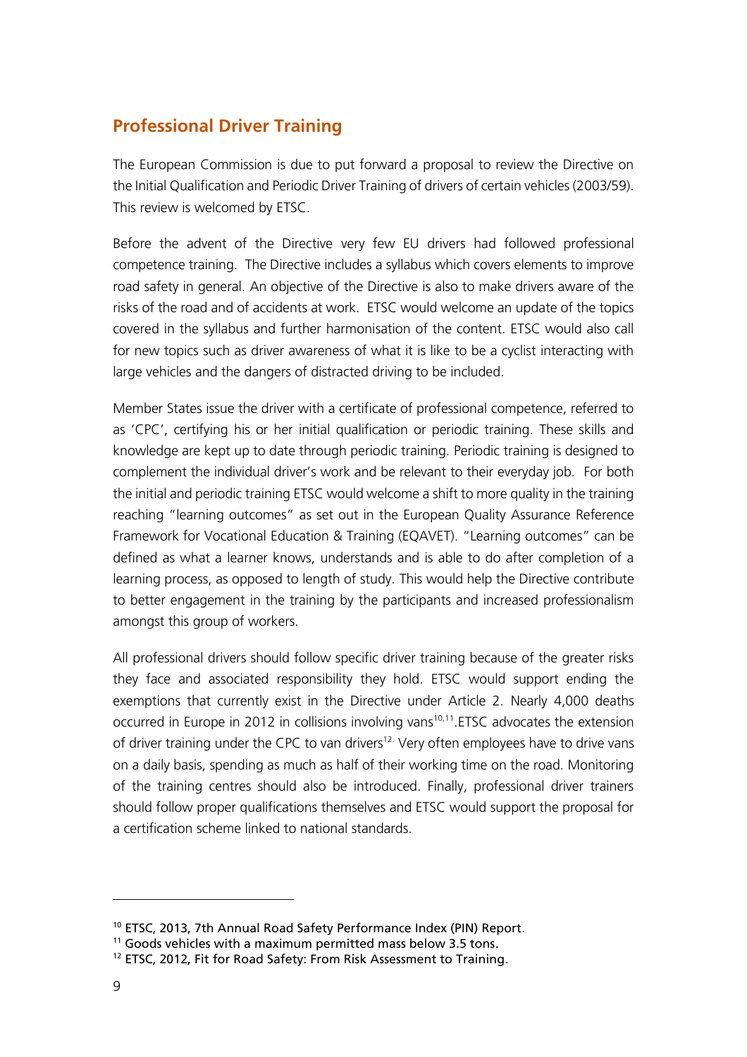## Professional Driver Training

The European Commission is due to put forward a proposal to review the Directive on the Initial Qualification and Periodic Driver Training of drivers of certain vehicles (2003/59). This review is welcomed by ETSC.

Before the advent of the Directive very few EU drivers had followed professional competence training. The Directive includes a syllabus which covers elements to improve road safety in general. An objective of the Directive is also to make drivers aware of the risks of the road and of accidents at work. ETSC would welcome an update of the topics covered in the syllabus and further harmonisation of the content. ETSC would also call for new topics such as driver awareness of what it is like to be a cyclist interacting with large vehicles and the dangers of distracted driving to be included.

Member States issue the driver with a certificate of professional competence, referred to as 'CPC', certifying his or her initial qualification or periodic training. These skills and knowledge are kept up to date through periodic training. Periodic training is designed to complement the individual driver's work and be relevant to their everyday job. For both the initial and periodic training ETSC would welcome a shift to more quality in the training reaching "learning outcomes" as set out in the European Quality Assurance Reference Framework for Vocational Education & Training (EQAVET). "Learning outcomes" can be defined as what a learner knows, understands and is able to do after completion of a learning process, as opposed to length of study. This would help the Directive contribute to better engagement in the training by the participants and increased professionalism amongst this group of workers.

All professional drivers should follow specific driver training because of the greater risks they face and associated responsibility they hold. ETSC would support ending the exemptions that currently exist in the Directive under Article 2. Nearly 4,000 deaths occurred in Europe in 2012 in collisions involving vans[10,11].ETSC advocates the extension of driver training under the CPC to van drivers[12.] Very often employees have to drive vans on a daily basis, spending as much as half of their working time on the road. Monitoring of the training centres should also be introduced. Finally, professional driver trainers should follow proper qualifications themselves and ETSC would support the proposal for a certification scheme linked to national standards.

---

[10] ETSC, 2013, 7th Annual Road Safety Performance Index (PIN) Report.

[11] Goods vehicles with a maximum permitted mass below 3.5 tons.

[12] ETSC, 2012, Fit for Road Safety: From Risk Assessment to Training.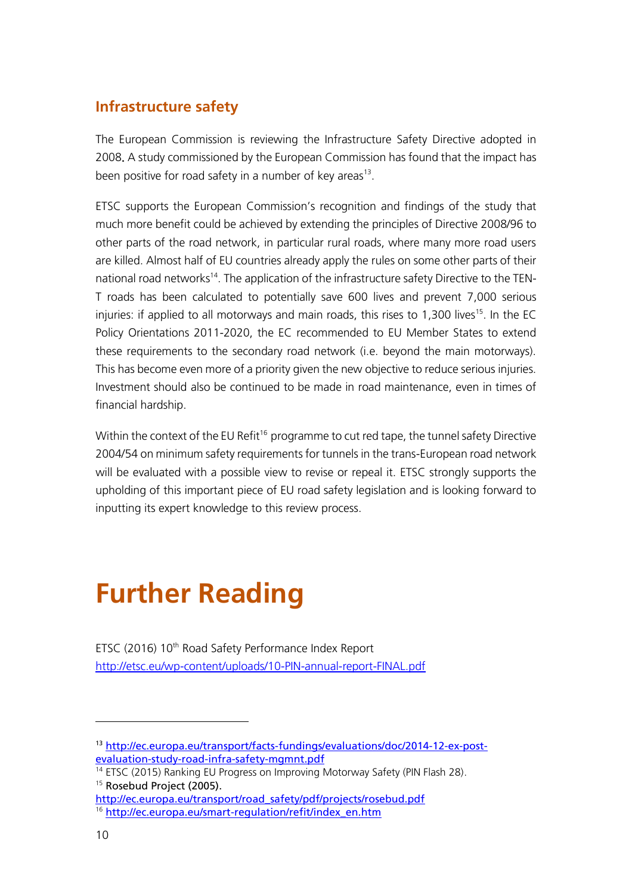## Infrastructure safety

The European Commission is reviewing the Infrastructure Safety Directive adopted in 2008. A study commissioned by the European Commission has found that the impact has been positive for road safety in a number of key areas[13].

ETSC supports the European Commission's recognition and findings of the study that much more benefit could be achieved by extending the principles of Directive 2008/96 to other parts of the road network, in particular rural roads, where many more road users are killed. Almost half of EU countries already apply the rules on some other parts of their national road networks[14]. The application of the infrastructure safety Directive to the TEN-T roads has been calculated to potentially save 600 lives and prevent 7,000 serious injuries: if applied to all motorways and main roads, this rises to 1,300 lives[15]. In the EC Policy Orientations 2011-2020, the EC recommended to EU Member States to extend these requirements to the secondary road network (i.e. beyond the main motorways). This has become even more of a priority given the new objective to reduce serious injuries. Investment should also be continued to be made in road maintenance, even in times of financial hardship.

Within the context of the EU Refit[16] programme to cut red tape, the tunnel safety Directive 2004/54 on minimum safety requirements for tunnels in the trans-European road network will be evaluated with a possible view to revise or repeal it. ETSC strongly supports the upholding of this important piece of EU road safety legislation and is looking forward to inputting its expert knowledge to this review process.

# Further Reading

ETSC (2016) 10th Road Safety Performance Index Report
http://etsc.eu/wp-content/uploads/10-PIN-annual-report-FINAL.pdf

---

[13] http://ec.europa.eu/transport/facts-fundings/evaluations/doc/2014-12-ex-post-evaluation-study-road-infra-safety-mgmnt.pdf

[14] ETSC (2015) Ranking EU Progress on Improving Motorway Safety (PIN Flash 28).

[15] Rosebud Project (2005). http://ec.europa.eu/transport/road_safety/pdf/projects/rosebud.pdf

[16] http://ec.europa.eu/smart-regulation/refit/index_en.htm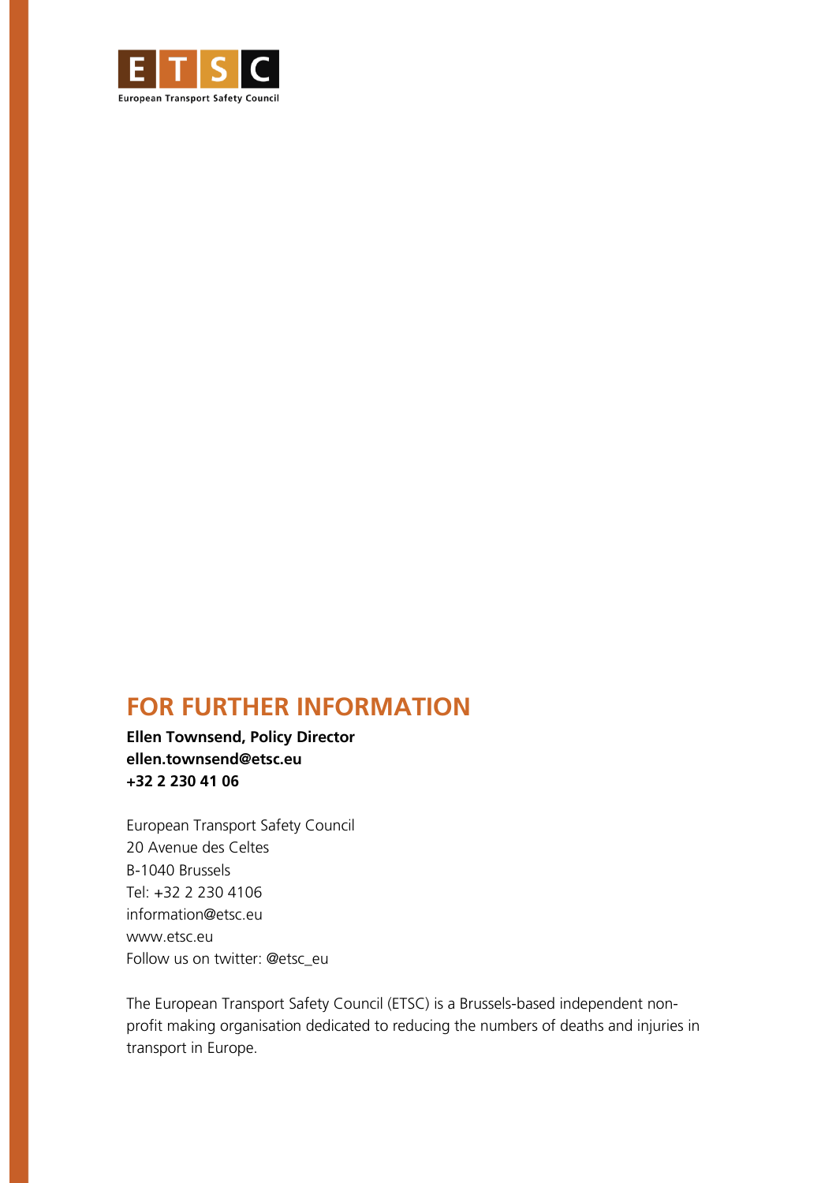## FOR FURTHER INFORMATION

**Ellen Townsend, Policy Director**
**ellen.townsend@etsc.eu**
**+32 2 230 41 06**

European Transport Safety Council
20 Avenue des Celtes
B-1040 Brussels
Tel: +32 2 230 4106
information@etsc.eu
www.etsc.eu
Follow us on twitter: @etsc_eu

The European Transport Safety Council (ETSC) is a Brussels-based independent non-profit making organisation dedicated to reducing the numbers of deaths and injuries in transport in Europe.